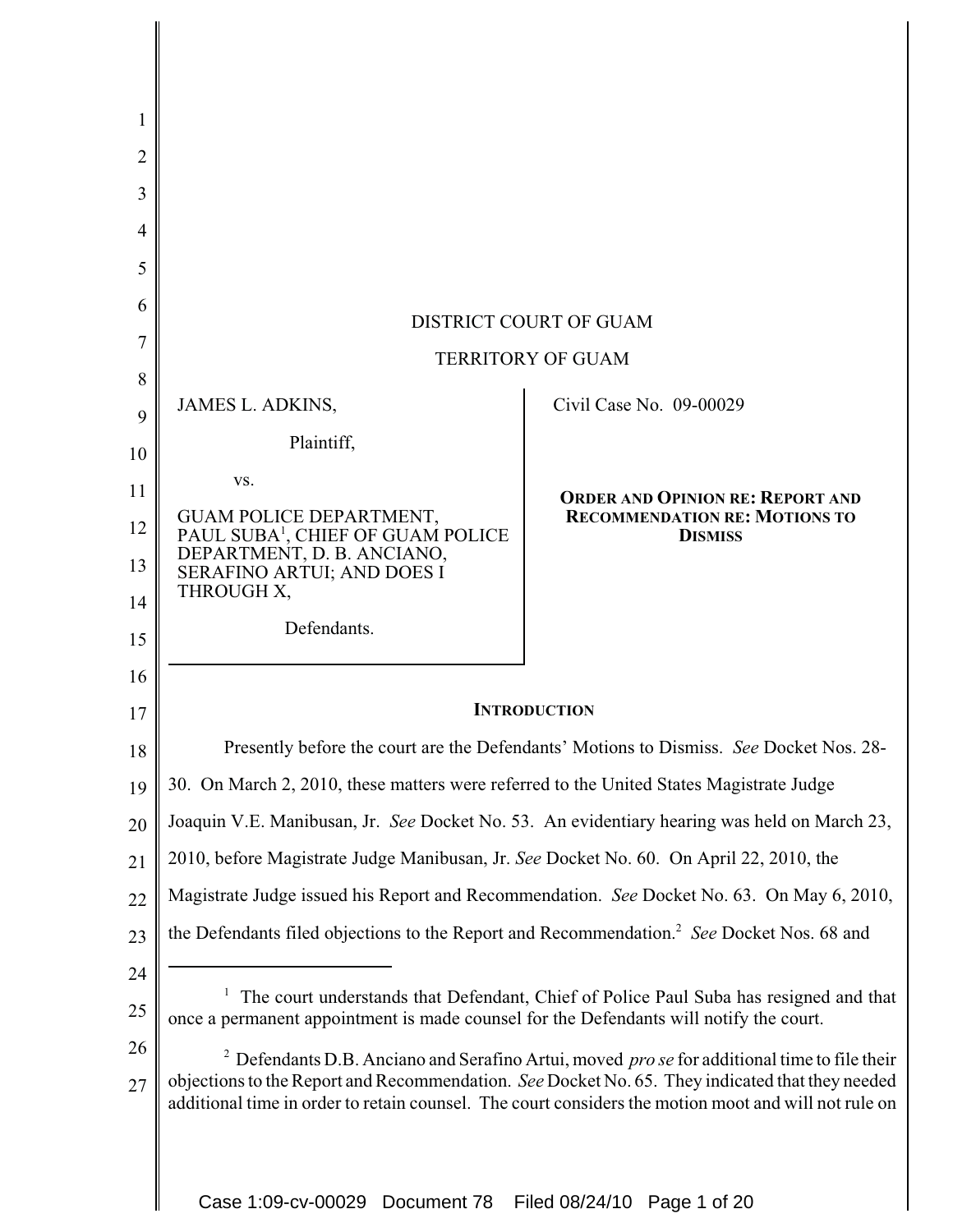DISTRICT COURT OF GUAM

TERRITORY OF GUAM

JAMES L. ADKINS,

Plaintiff,

vs.

GUAM POLICE DEPARTMENT, PAUL SUBA[1], CHIEF OF GUAM POLICE DEPARTMENT, D. B. ANCIANO, SERAFINO ARTUI; AND DOES I THROUGH X,

Defendants.

Civil Case No. 09-00029

**ORDER AND OPINION RE: REPORT AND RECOMMENDATION RE: MOTIONS TO DISMISS**

## INTRODUCTION

Presently before the court are the Defendants' Motions to Dismiss. *See* Docket Nos. 28-30. On March 2, 2010, these matters were referred to the United States Magistrate Judge Joaquin V.E. Manibusan, Jr. *See* Docket No. 53. An evidentiary hearing was held on March 23, 2010, before Magistrate Judge Manibusan, Jr. *See* Docket No. 60. On April 22, 2010, the Magistrate Judge issued his Report and Recommendation. *See* Docket No. 63. On May 6, 2010, the Defendants filed objections to the Report and Recommendation.[2] *See* Docket Nos. 68 and

---

[1] The court understands that Defendant, Chief of Police Paul Suba has resigned and that once a permanent appointment is made counsel for the Defendants will notify the court.

[2] Defendants D.B. Anciano and Serafino Artui, moved *pro se* for additional time to file their objections to the Report and Recommendation. *See* Docket No. 65. They indicated that they needed additional time in order to retain counsel. The court considers the motion moot and will not rule on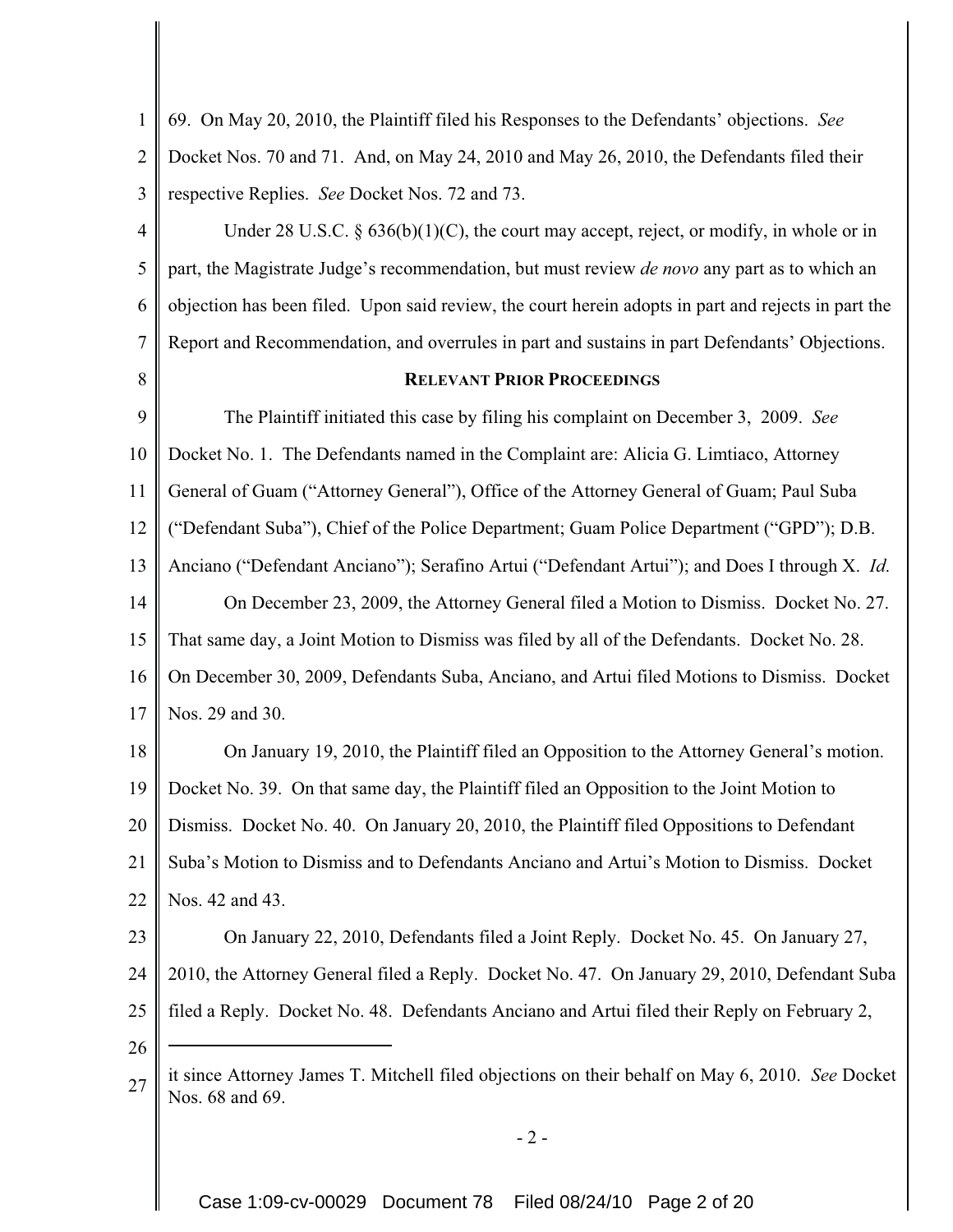69. On May 20, 2010, the Plaintiff filed his Responses to the Defendants' objections. *See* Docket Nos. 70 and 71. And, on May 24, 2010 and May 26, 2010, the Defendants filed their respective Replies. *See* Docket Nos. 72 and 73.

Under 28 U.S.C. § 636(b)(1)(C), the court may accept, reject, or modify, in whole or in part, the Magistrate Judge's recommendation, but must review *de novo* any part as to which an objection has been filed. Upon said review, the court herein adopts in part and rejects in part the Report and Recommendation, and overrules in part and sustains in part Defendants' Objections.

**RELEVANT PRIOR PROCEEDINGS**

The Plaintiff initiated this case by filing his complaint on December 3, 2009. *See* Docket No. 1. The Defendants named in the Complaint are: Alicia G. Limtiaco, Attorney General of Guam ("Attorney General"), Office of the Attorney General of Guam; Paul Suba ("Defendant Suba"), Chief of the Police Department; Guam Police Department ("GPD"); D.B. Anciano ("Defendant Anciano"); Serafino Artui ("Defendant Artui"); and Does I through X. *Id.*

On December 23, 2009, the Attorney General filed a Motion to Dismiss. Docket No. 27. That same day, a Joint Motion to Dismiss was filed by all of the Defendants. Docket No. 28. On December 30, 2009, Defendants Suba, Anciano, and Artui filed Motions to Dismiss. Docket Nos. 29 and 30.

On January 19, 2010, the Plaintiff filed an Opposition to the Attorney General's motion. Docket No. 39. On that same day, the Plaintiff filed an Opposition to the Joint Motion to Dismiss. Docket No. 40. On January 20, 2010, the Plaintiff filed Oppositions to Defendant Suba's Motion to Dismiss and to Defendants Anciano and Artui's Motion to Dismiss. Docket Nos. 42 and 43.

On January 22, 2010, Defendants filed a Joint Reply. Docket No. 45. On January 27, 2010, the Attorney General filed a Reply. Docket No. 47. On January 29, 2010, Defendant Suba filed a Reply. Docket No. 48. Defendants Anciano and Artui filed their Reply on February 2,

---

it since Attorney James T. Mitchell filed objections on their behalf on May 6, 2010. *See* Docket Nos. 68 and 69.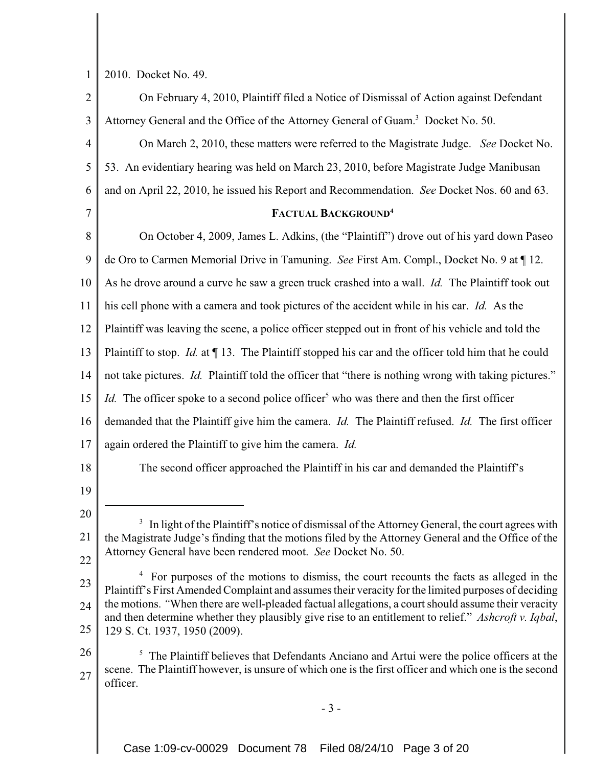2010. Docket No. 49.

On February 4, 2010, Plaintiff filed a Notice of Dismissal of Action against Defendant Attorney General and the Office of the Attorney General of Guam.[3] Docket No. 50.

On March 2, 2010, these matters were referred to the Magistrate Judge. *See* Docket No. 53. An evidentiary hearing was held on March 23, 2010, before Magistrate Judge Manibusan and on April 22, 2010, he issued his Report and Recommendation. *See* Docket Nos. 60 and 63.

## **FACTUAL BACKGROUND**[4]

On October 4, 2009, James L. Adkins, (the "Plaintiff") drove out of his yard down Paseo de Oro to Carmen Memorial Drive in Tamuning. *See* First Am. Compl., Docket No. 9 at ¶ 12. As he drove around a curve he saw a green truck crashed into a wall. *Id.* The Plaintiff took out his cell phone with a camera and took pictures of the accident while in his car. *Id.* As the Plaintiff was leaving the scene, a police officer stepped out in front of his vehicle and told the Plaintiff to stop. *Id.* at ¶ 13. The Plaintiff stopped his car and the officer told him that he could not take pictures. *Id.* Plaintiff told the officer that "there is nothing wrong with taking pictures." *Id.* The officer spoke to a second police officer[5] who was there and then the first officer demanded that the Plaintiff give him the camera. *Id.* The Plaintiff refused. *Id.* The first officer again ordered the Plaintiff to give him the camera. *Id.*

The second officer approached the Plaintiff in his car and demanded the Plaintiff's

---

[3] In light of the Plaintiff's notice of dismissal of the Attorney General, the court agrees with the Magistrate Judge's finding that the motions filed by the Attorney General and the Office of the Attorney General have been rendered moot. *See* Docket No. 50.

[4] For purposes of the motions to dismiss, the court recounts the facts as alleged in the Plaintiff's First Amended Complaint and assumes their veracity for the limited purposes of deciding the motions. "When there are well-pleaded factual allegations, a court should assume their veracity and then determine whether they plausibly give rise to an entitlement to relief." *Ashcroft v. Iqbal*, 129 S. Ct. 1937, 1950 (2009).

[5] The Plaintiff believes that Defendants Anciano and Artui were the police officers at the scene. The Plaintiff however, is unsure of which one is the first officer and which one is the second officer.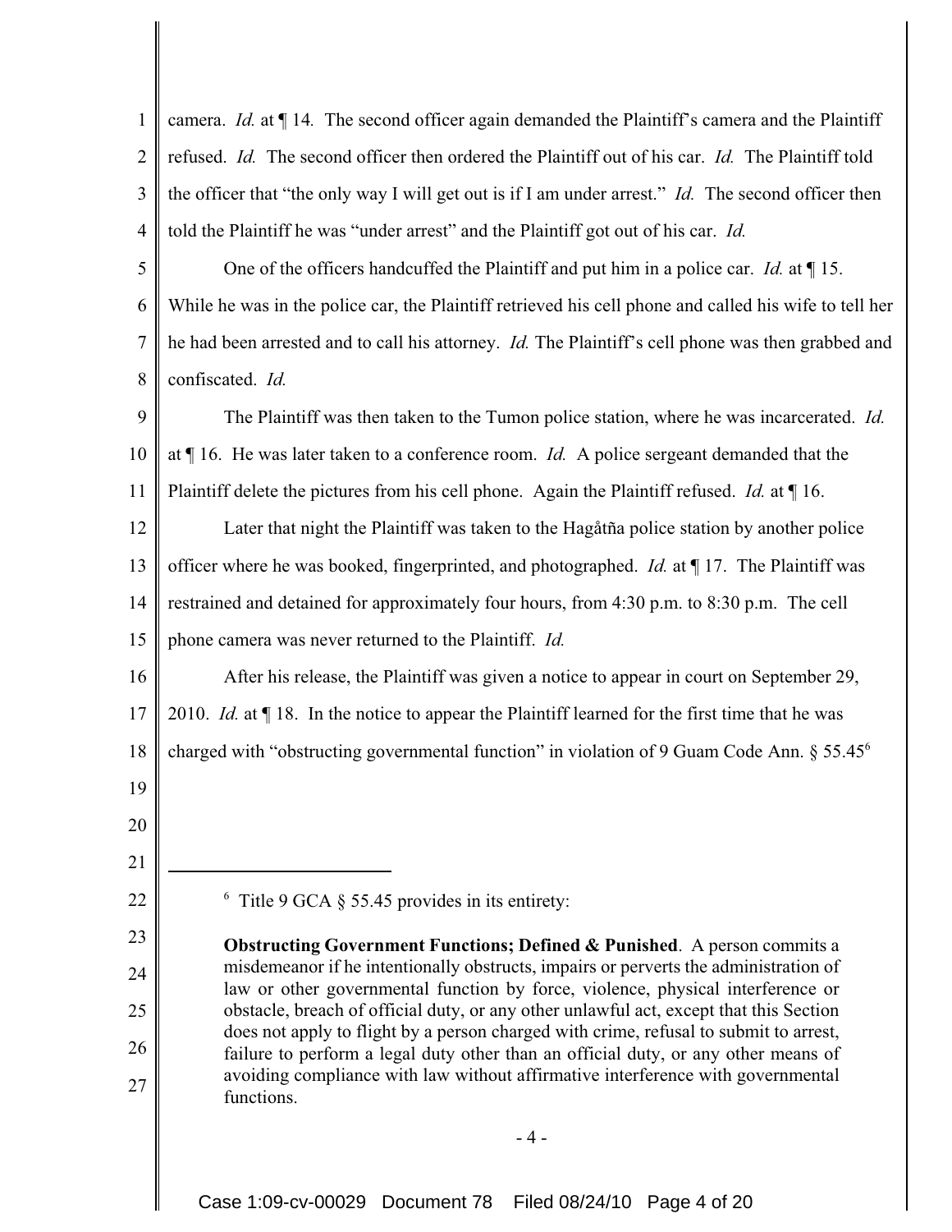camera. *Id.* at ¶ 14. The second officer again demanded the Plaintiff's camera and the Plaintiff refused. *Id.* The second officer then ordered the Plaintiff out of his car. *Id.* The Plaintiff told the officer that "the only way I will get out is if I am under arrest." *Id.* The second officer then told the Plaintiff he was "under arrest" and the Plaintiff got out of his car. *Id.*

One of the officers handcuffed the Plaintiff and put him in a police car. *Id.* at ¶ 15. While he was in the police car, the Plaintiff retrieved his cell phone and called his wife to tell her he had been arrested and to call his attorney. *Id.* The Plaintiff's cell phone was then grabbed and confiscated. *Id.*

The Plaintiff was then taken to the Tumon police station, where he was incarcerated. *Id.* at ¶ 16. He was later taken to a conference room. *Id.* A police sergeant demanded that the Plaintiff delete the pictures from his cell phone. Again the Plaintiff refused. *Id.* at ¶ 16.

Later that night the Plaintiff was taken to the Hagåtña police station by another police officer where he was booked, fingerprinted, and photographed. *Id.* at ¶ 17. The Plaintiff was restrained and detained for approximately four hours, from 4:30 p.m. to 8:30 p.m. The cell phone camera was never returned to the Plaintiff. *Id.*

After his release, the Plaintiff was given a notice to appear in court on September 29, 2010. *Id.* at ¶ 18. In the notice to appear the Plaintiff learned for the first time that he was charged with "obstructing governmental function" in violation of 9 Guam Code Ann. § 55.45[6]

---

[6] Title 9 GCA § 55.45 provides in its entirety:

> **Obstructing Government Functions; Defined & Punished**. A person commits a misdemeanor if he intentionally obstructs, impairs or perverts the administration of law or other governmental function by force, violence, physical interference or obstacle, breach of official duty, or any other unlawful act, except that this Section does not apply to flight by a person charged with crime, refusal to submit to arrest, failure to perform a legal duty other than an official duty, or any other means of avoiding compliance with law without affirmative interference with governmental functions.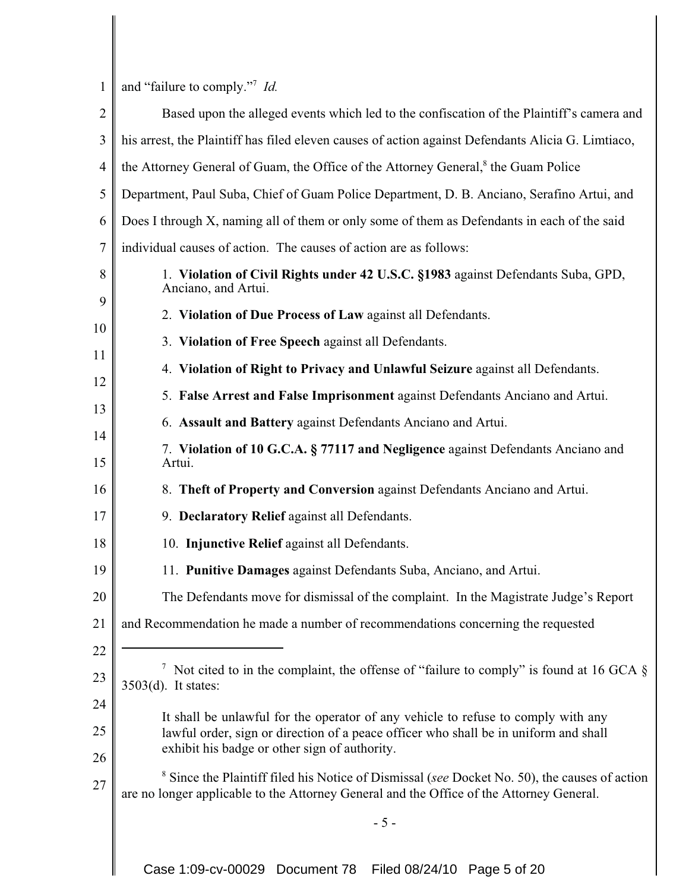and "failure to comply."[7] *Id.*

Based upon the alleged events which led to the confiscation of the Plaintiff's camera and his arrest, the Plaintiff has filed eleven causes of action against Defendants Alicia G. Limtiaco, the Attorney General of Guam, the Office of the Attorney General,[8] the Guam Police Department, Paul Suba, Chief of Guam Police Department, D. B. Anciano, Serafino Artui, and Does I through X, naming all of them or only some of them as Defendants in each of the said individual causes of action. The causes of action are as follows:

1. **Violation of Civil Rights under 42 U.S.C. §1983** against Defendants Suba, GPD, Anciano, and Artui.

2. **Violation of Due Process of Law** against all Defendants.

3. **Violation of Free Speech** against all Defendants.

4. **Violation of Right to Privacy and Unlawful Seizure** against all Defendants.

5. **False Arrest and False Imprisonment** against Defendants Anciano and Artui.

6. **Assault and Battery** against Defendants Anciano and Artui.

7. **Violation of 10 G.C.A. § 77117 and Negligence** against Defendants Anciano and Artui.

8. **Theft of Property and Conversion** against Defendants Anciano and Artui.

9. **Declaratory Relief** against all Defendants.

10. **Injunctive Relief** against all Defendants.

11. **Punitive Damages** against Defendants Suba, Anciano, and Artui.

The Defendants move for dismissal of the complaint. In the Magistrate Judge's Report and Recommendation he made a number of recommendations concerning the requested

---

[7] Not cited to in the complaint, the offense of "failure to comply" is found at 16 GCA § 3503(d). It states:

> It shall be unlawful for the operator of any vehicle to refuse to comply with any lawful order, sign or direction of a peace officer who shall be in uniform and shall exhibit his badge or other sign of authority.

[8] Since the Plaintiff filed his Notice of Dismissal (*see* Docket No. 50), the causes of action are no longer applicable to the Attorney General and the Office of the Attorney General.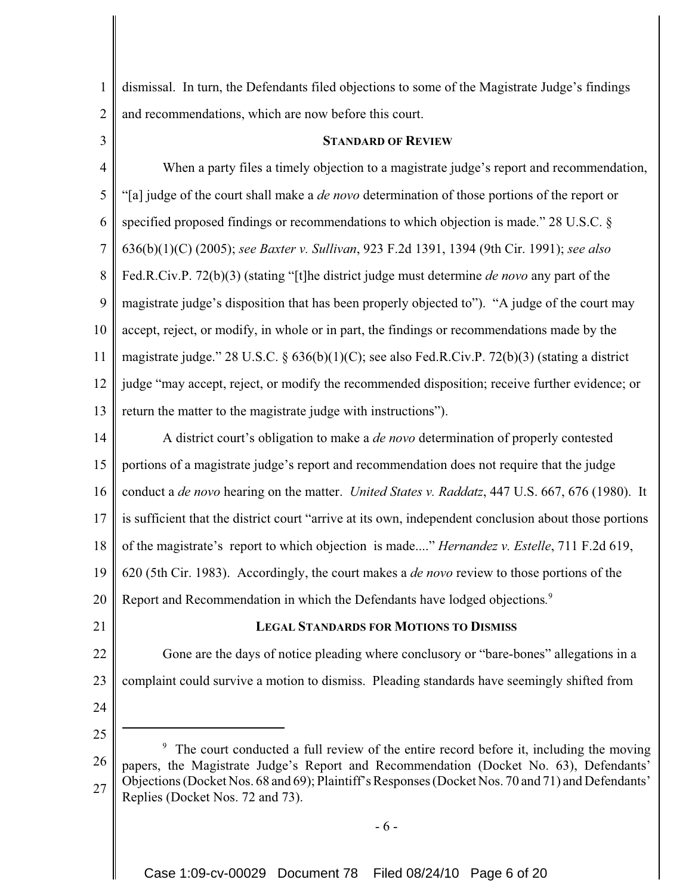dismissal. In turn, the Defendants filed objections to some of the Magistrate Judge's findings and recommendations, which are now before this court.

**STANDARD OF REVIEW**

When a party files a timely objection to a magistrate judge's report and recommendation, "[a] judge of the court shall make a *de novo* determination of those portions of the report or specified proposed findings or recommendations to which objection is made." 28 U.S.C. § 636(b)(1)(C) (2005); *see Baxter v. Sullivan*, 923 F.2d 1391, 1394 (9th Cir. 1991); *see also* Fed.R.Civ.P. 72(b)(3) (stating "[t]he district judge must determine *de novo* any part of the magistrate judge's disposition that has been properly objected to"). "A judge of the court may accept, reject, or modify, in whole or in part, the findings or recommendations made by the magistrate judge." 28 U.S.C. § 636(b)(1)(C); see also Fed.R.Civ.P. 72(b)(3) (stating a district judge "may accept, reject, or modify the recommended disposition; receive further evidence; or return the matter to the magistrate judge with instructions").

A district court's obligation to make a *de novo* determination of properly contested portions of a magistrate judge's report and recommendation does not require that the judge conduct a *de novo* hearing on the matter. *United States v. Raddatz*, 447 U.S. 667, 676 (1980). It is sufficient that the district court "arrive at its own, independent conclusion about those portions of the magistrate's report to which objection is made...." *Hernandez v. Estelle*, 711 F.2d 619, 620 (5th Cir. 1983). Accordingly, the court makes a *de novo* review to those portions of the Report and Recommendation in which the Defendants have lodged objections.[9]

**LEGAL STANDARDS FOR MOTIONS TO DISMISS**

Gone are the days of notice pleading where conclusory or "bare-bones" allegations in a complaint could survive a motion to dismiss. Pleading standards have seemingly shifted from

---

[9] The court conducted a full review of the entire record before it, including the moving papers, the Magistrate Judge's Report and Recommendation (Docket No. 63), Defendants' Objections (Docket Nos. 68 and 69); Plaintiff's Responses (Docket Nos. 70 and 71) and Defendants' Replies (Docket Nos. 72 and 73).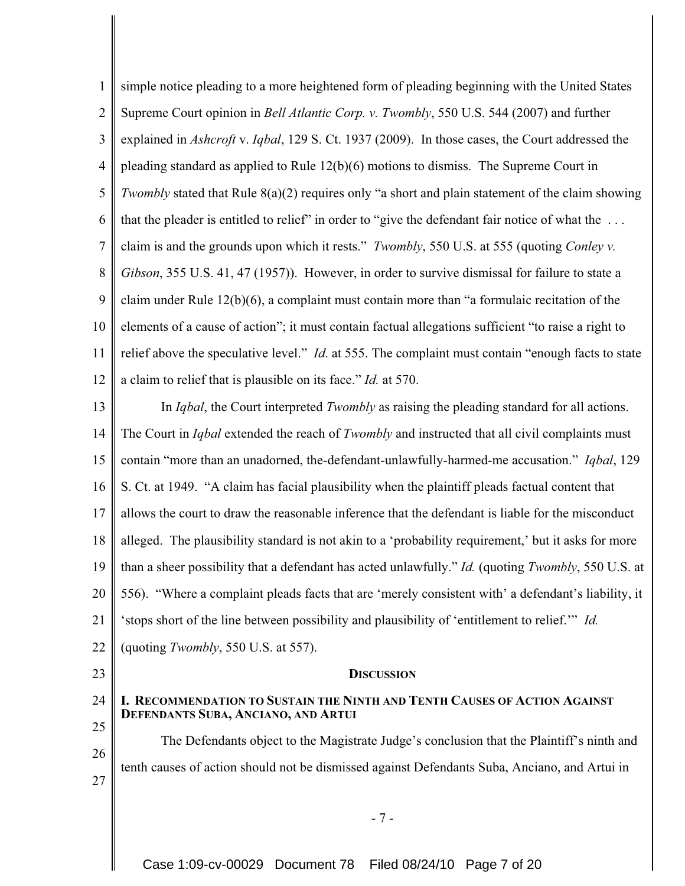simple notice pleading to a more heightened form of pleading beginning with the United States Supreme Court opinion in *Bell Atlantic Corp. v. Twombly*, 550 U.S. 544 (2007) and further explained in *Ashcroft* v. *Iqbal*, 129 S. Ct. 1937 (2009). In those cases, the Court addressed the pleading standard as applied to Rule 12(b)(6) motions to dismiss. The Supreme Court in *Twombly* stated that Rule 8(a)(2) requires only "a short and plain statement of the claim showing that the pleader is entitled to relief" in order to "give the defendant fair notice of what the . . . claim is and the grounds upon which it rests." *Twombly*, 550 U.S. at 555 (quoting *Conley v. Gibson*, 355 U.S. 41, 47 (1957)). However, in order to survive dismissal for failure to state a claim under Rule 12(b)(6), a complaint must contain more than "a formulaic recitation of the elements of a cause of action"; it must contain factual allegations sufficient "to raise a right to relief above the speculative level." *Id.* at 555. The complaint must contain "enough facts to state a claim to relief that is plausible on its face." *Id.* at 570.

In *Iqbal*, the Court interpreted *Twombly* as raising the pleading standard for all actions. The Court in *Iqbal* extended the reach of *Twombly* and instructed that all civil complaints must contain "more than an unadorned, the-defendant-unlawfully-harmed-me accusation." *Iqbal*, 129 S. Ct. at 1949. "A claim has facial plausibility when the plaintiff pleads factual content that allows the court to draw the reasonable inference that the defendant is liable for the misconduct alleged. The plausibility standard is not akin to a 'probability requirement,' but it asks for more than a sheer possibility that a defendant has acted unlawfully." *Id.* (quoting *Twombly*, 550 U.S. at 556). "Where a complaint pleads facts that are 'merely consistent with' a defendant's liability, it 'stops short of the line between possibility and plausibility of 'entitlement to relief.'" *Id.* (quoting *Twombly*, 550 U.S. at 557).

## DISCUSSION

### I. RECOMMENDATION TO SUSTAIN THE NINTH AND TENTH CAUSES OF ACTION AGAINST DEFENDANTS SUBA, ANCIANO, AND ARTUI

The Defendants object to the Magistrate Judge's conclusion that the Plaintiff's ninth and tenth causes of action should not be dismissed against Defendants Suba, Anciano, and Artui in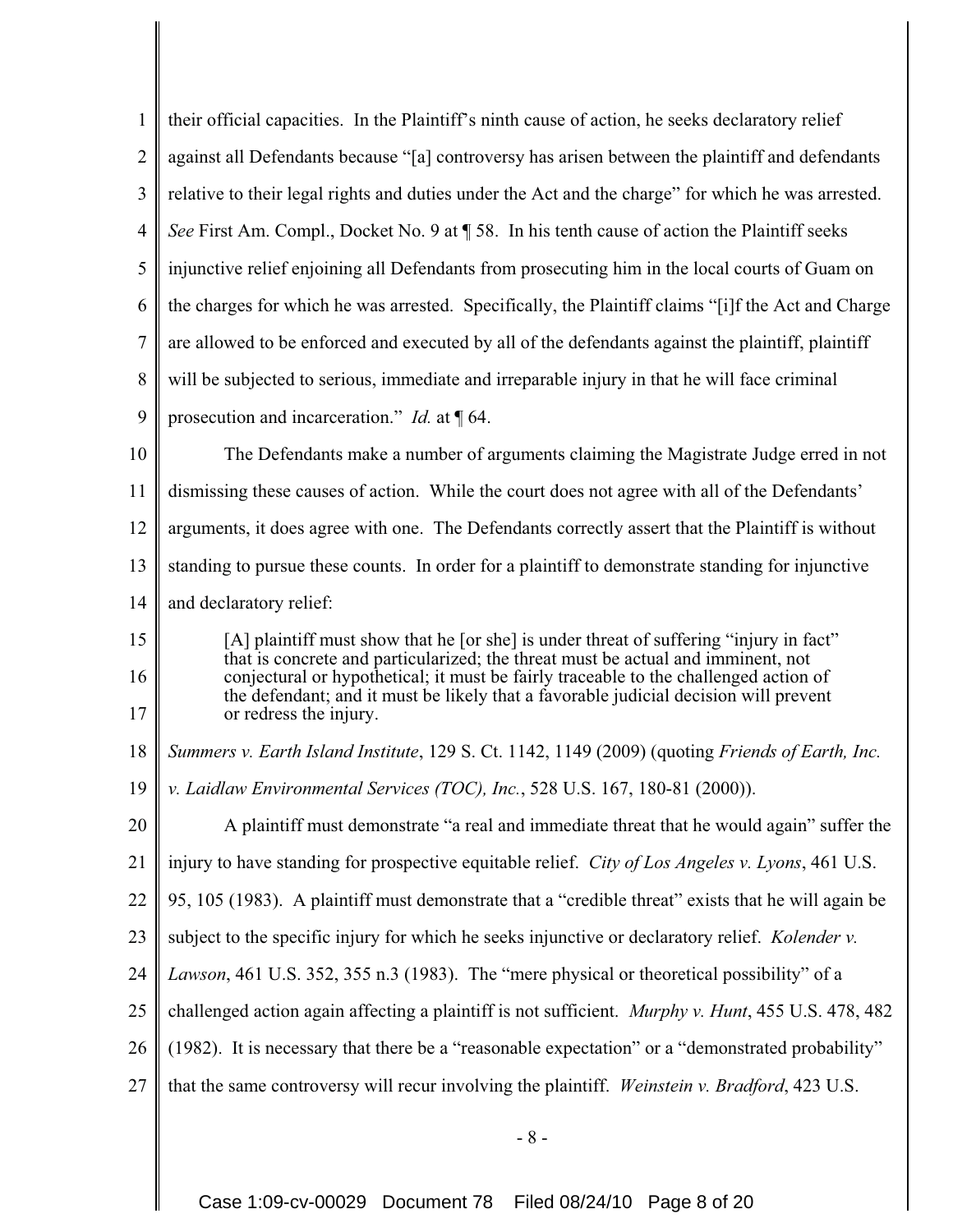their official capacities. In the Plaintiff's ninth cause of action, he seeks declaratory relief against all Defendants because "[a] controversy has arisen between the plaintiff and defendants relative to their legal rights and duties under the Act and the charge" for which he was arrested. *See* First Am. Compl., Docket No. 9 at ¶ 58. In his tenth cause of action the Plaintiff seeks injunctive relief enjoining all Defendants from prosecuting him in the local courts of Guam on the charges for which he was arrested. Specifically, the Plaintiff claims "[i]f the Act and Charge are allowed to be enforced and executed by all of the defendants against the plaintiff, plaintiff will be subjected to serious, immediate and irreparable injury in that he will face criminal prosecution and incarceration." *Id.* at ¶ 64.

The Defendants make a number of arguments claiming the Magistrate Judge erred in not dismissing these causes of action. While the court does not agree with all of the Defendants' arguments, it does agree with one. The Defendants correctly assert that the Plaintiff is without standing to pursue these counts. In order for a plaintiff to demonstrate standing for injunctive and declaratory relief:

> [A] plaintiff must show that he [or she] is under threat of suffering "injury in fact" that is concrete and particularized; the threat must be actual and imminent, not conjectural or hypothetical; it must be fairly traceable to the challenged action of the defendant; and it must be likely that a favorable judicial decision will prevent or redress the injury.

*Summers v. Earth Island Institute*, 129 S. Ct. 1142, 1149 (2009) (quoting *Friends of Earth, Inc. v. Laidlaw Environmental Services (TOC), Inc.*, 528 U.S. 167, 180-81 (2000)).

A plaintiff must demonstrate "a real and immediate threat that he would again" suffer the injury to have standing for prospective equitable relief. *City of Los Angeles v. Lyons*, 461 U.S. 95, 105 (1983). A plaintiff must demonstrate that a "credible threat" exists that he will again be subject to the specific injury for which he seeks injunctive or declaratory relief. *Kolender v. Lawson*, 461 U.S. 352, 355 n.3 (1983). The "mere physical or theoretical possibility" of a challenged action again affecting a plaintiff is not sufficient. *Murphy v. Hunt*, 455 U.S. 478, 482 (1982). It is necessary that there be a "reasonable expectation" or a "demonstrated probability" that the same controversy will recur involving the plaintiff. *Weinstein v. Bradford*, 423 U.S.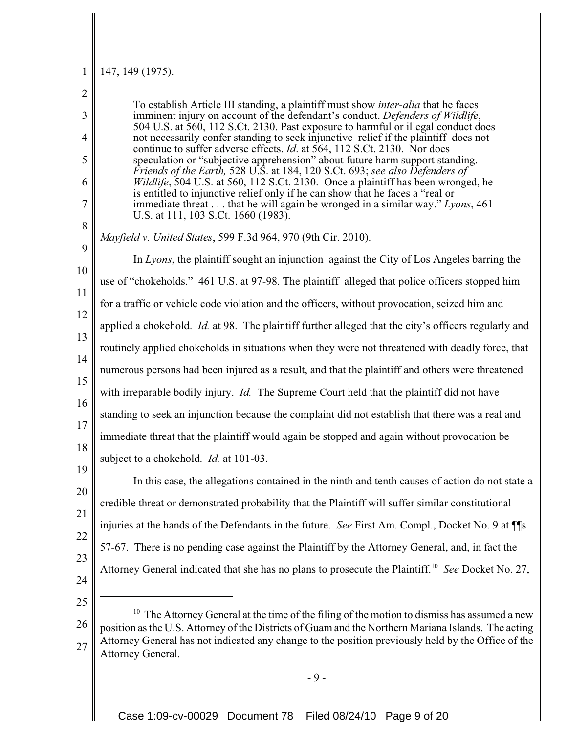147, 149 (1975).

> To establish Article III standing, a plaintiff must show *inter-alia* that he faces imminent injury on account of the defendant's conduct. *Defenders of Wildlife*, 504 U.S. at 560, 112 S.Ct. 2130. Past exposure to harmful or illegal conduct does not necessarily confer standing to seek injunctive relief if the plaintiff does not continue to suffer adverse effects. *Id*. at 564, 112 S.Ct. 2130. Nor does speculation or "subjective apprehension" about future harm support standing. *Friends of the Earth,* 528 U.S. at 184, 120 S.Ct. 693; *see also Defenders of Wildlife*, 504 U.S. at 560, 112 S.Ct. 2130. Once a plaintiff has been wronged, he is entitled to injunctive relief only if he can show that he faces a "real or immediate threat . . . that he will again be wronged in a similar way." *Lyons*, 461 U.S. at 111, 103 S.Ct. 1660 (1983).

*Mayfield v. United States*, 599 F.3d 964, 970 (9th Cir. 2010).

In *Lyons*, the plaintiff sought an injunction against the City of Los Angeles barring the use of "chokeholds." 461 U.S. at 97-98. The plaintiff alleged that police officers stopped him for a traffic or vehicle code violation and the officers, without provocation, seized him and applied a chokehold. *Id.* at 98. The plaintiff further alleged that the city's officers regularly and routinely applied chokeholds in situations when they were not threatened with deadly force, that numerous persons had been injured as a result, and that the plaintiff and others were threatened with irreparable bodily injury. *Id.* The Supreme Court held that the plaintiff did not have standing to seek an injunction because the complaint did not establish that there was a real and immediate threat that the plaintiff would again be stopped and again without provocation be subject to a chokehold. *Id.* at 101-03.

In this case, the allegations contained in the ninth and tenth causes of action do not state a credible threat or demonstrated probability that the Plaintiff will suffer similar constitutional injuries at the hands of the Defendants in the future. *See* First Am. Compl., Docket No. 9 at ¶¶s 57-67. There is no pending case against the Plaintiff by the Attorney General, and, in fact the Attorney General indicated that she has no plans to prosecute the Plaintiff.[10] *See* Docket No. 27,

---

[10] The Attorney General at the time of the filing of the motion to dismiss has assumed a new position as the U.S. Attorney of the Districts of Guam and the Northern Mariana Islands. The acting Attorney General has not indicated any change to the position previously held by the Office of the Attorney General.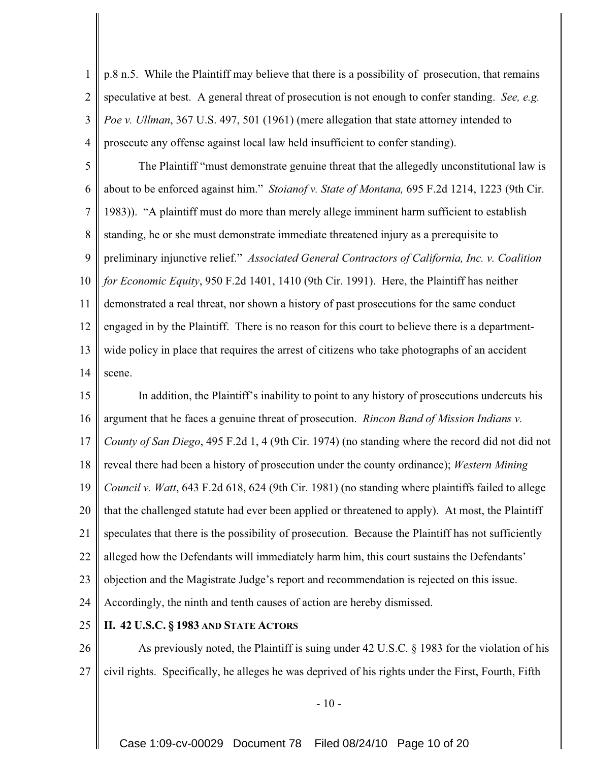p.8 n.5. While the Plaintiff may believe that there is a possibility of prosecution, that remains speculative at best. A general threat of prosecution is not enough to confer standing. *See, e.g. Poe v. Ullman*, 367 U.S. 497, 501 (1961) (mere allegation that state attorney intended to prosecute any offense against local law held insufficient to confer standing).

The Plaintiff "must demonstrate genuine threat that the allegedly unconstitutional law is about to be enforced against him." *Stoianof v. State of Montana,* 695 F.2d 1214, 1223 (9th Cir. 1983)). "A plaintiff must do more than merely allege imminent harm sufficient to establish standing, he or she must demonstrate immediate threatened injury as a prerequisite to preliminary injunctive relief." *Associated General Contractors of California, Inc. v. Coalition for Economic Equity*, 950 F.2d 1401, 1410 (9th Cir. 1991). Here, the Plaintiff has neither demonstrated a real threat, nor shown a history of past prosecutions for the same conduct engaged in by the Plaintiff. There is no reason for this court to believe there is a department-wide policy in place that requires the arrest of citizens who take photographs of an accident scene.

In addition, the Plaintiff's inability to point to any history of prosecutions undercuts his argument that he faces a genuine threat of prosecution. *Rincon Band of Mission Indians v. County of San Diego*, 495 F.2d 1, 4 (9th Cir. 1974) (no standing where the record did not did not reveal there had been a history of prosecution under the county ordinance); *Western Mining Council v. Watt*, 643 F.2d 618, 624 (9th Cir. 1981) (no standing where plaintiffs failed to allege that the challenged statute had ever been applied or threatened to apply). At most, the Plaintiff speculates that there is the possibility of prosecution. Because the Plaintiff has not sufficiently alleged how the Defendants will immediately harm him, this court sustains the Defendants' objection and the Magistrate Judge's report and recommendation is rejected on this issue. Accordingly, the ninth and tenth causes of action are hereby dismissed.

## II. 42 U.S.C. § 1983 AND STATE ACTORS

As previously noted, the Plaintiff is suing under 42 U.S.C. § 1983 for the violation of his civil rights. Specifically, he alleges he was deprived of his rights under the First, Fourth, Fifth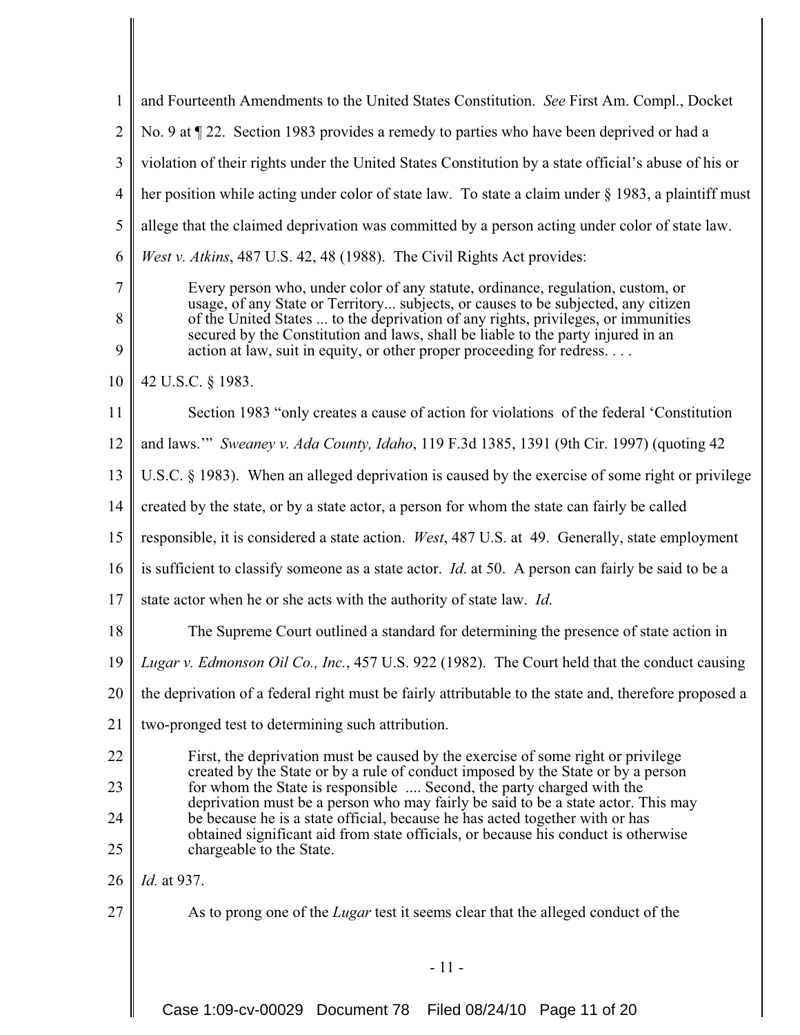and Fourteenth Amendments to the United States Constitution. *See* First Am. Compl., Docket No. 9 at ¶ 22. Section 1983 provides a remedy to parties who have been deprived or had a violation of their rights under the United States Constitution by a state official's abuse of his or her position while acting under color of state law. To state a claim under § 1983, a plaintiff must allege that the claimed deprivation was committed by a person acting under color of state law. *West v. Atkins*, 487 U.S. 42, 48 (1988). The Civil Rights Act provides:

> Every person who, under color of any statute, ordinance, regulation, custom, or usage, of any State or Territory... subjects, or causes to be subjected, any citizen of the United States ... to the deprivation of any rights, privileges, or immunities secured by the Constitution and laws, shall be liable to the party injured in an action at law, suit in equity, or other proper proceeding for redress. . . .

42 U.S.C. § 1983.

Section 1983 "only creates a cause of action for violations of the federal 'Constitution and laws.'" *Sweaney v. Ada County, Idaho*, 119 F.3d 1385, 1391 (9th Cir. 1997) (quoting 42 U.S.C. § 1983). When an alleged deprivation is caused by the exercise of some right or privilege created by the state, or by a state actor, a person for whom the state can fairly be called responsible, it is considered a state action. *West*, 487 U.S. at 49. Generally, state employment is sufficient to classify someone as a state actor. *Id*. at 50. A person can fairly be said to be a state actor when he or she acts with the authority of state law. *Id.*

The Supreme Court outlined a standard for determining the presence of state action in *Lugar v. Edmonson Oil Co., Inc.*, 457 U.S. 922 (1982). The Court held that the conduct causing the deprivation of a federal right must be fairly attributable to the state and, therefore proposed a two-pronged test to determining such attribution.

> First, the deprivation must be caused by the exercise of some right or privilege created by the State or by a rule of conduct imposed by the State or by a person for whom the State is responsible .... Second, the party charged with the deprivation must be a person who may fairly be said to be a state actor. This may be because he is a state official, because he has acted together with or has obtained significant aid from state officials, or because his conduct is otherwise chargeable to the State.

*Id.* at 937.

As to prong one of the *Lugar* test it seems clear that the alleged conduct of the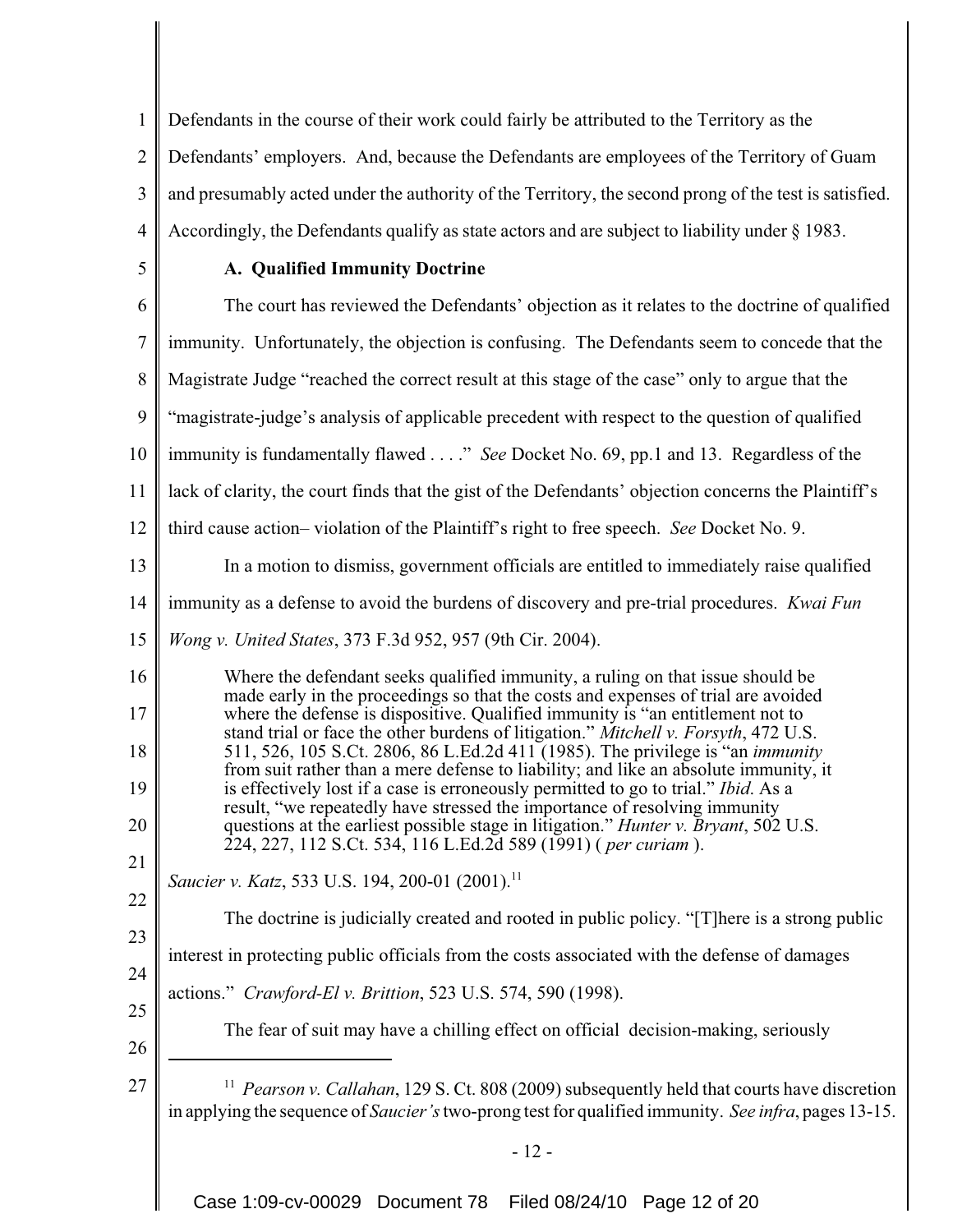Defendants in the course of their work could fairly be attributed to the Territory as the Defendants' employers. And, because the Defendants are employees of the Territory of Guam and presumably acted under the authority of the Territory, the second prong of the test is satisfied. Accordingly, the Defendants qualify as state actors and are subject to liability under § 1983.

### A. Qualified Immunity Doctrine

The court has reviewed the Defendants' objection as it relates to the doctrine of qualified immunity. Unfortunately, the objection is confusing. The Defendants seem to concede that the Magistrate Judge "reached the correct result at this stage of the case" only to argue that the "magistrate-judge's analysis of applicable precedent with respect to the question of qualified immunity is fundamentally flawed . . . ." *See* Docket No. 69, pp.1 and 13. Regardless of the lack of clarity, the court finds that the gist of the Defendants' objection concerns the Plaintiff's third cause action– violation of the Plaintiff's right to free speech. *See* Docket No. 9.

In a motion to dismiss, government officials are entitled to immediately raise qualified immunity as a defense to avoid the burdens of discovery and pre-trial procedures. *Kwai Fun Wong v. United States*, 373 F.3d 952, 957 (9th Cir. 2004).

> Where the defendant seeks qualified immunity, a ruling on that issue should be made early in the proceedings so that the costs and expenses of trial are avoided where the defense is dispositive. Qualified immunity is "an entitlement not to stand trial or face the other burdens of litigation." *Mitchell v. Forsyth*, 472 U.S. 511, 526, 105 S.Ct. 2806, 86 L.Ed.2d 411 (1985). The privilege is "an *immunity* from suit rather than a mere defense to liability; and like an absolute immunity, it is effectively lost if a case is erroneously permitted to go to trial." *Ibid.* As a result, "we repeatedly have stressed the importance of resolving immunity questions at the earliest possible stage in litigation." *Hunter v. Bryant*, 502 U.S. 224, 227, 112 S.Ct. 534, 116 L.Ed.2d 589 (1991) ( *per curiam* ).

*Saucier v. Katz*, 533 U.S. 194, 200-01 (2001).[11]

The doctrine is judicially created and rooted in public policy. "[T]here is a strong public interest in protecting public officials from the costs associated with the defense of damages actions." *Crawford-El v. Brittion*, 523 U.S. 574, 590 (1998).

The fear of suit may have a chilling effect on official decision-making, seriously

---

[11] *Pearson v. Callahan*, 129 S. Ct. 808 (2009) subsequently held that courts have discretion in applying the sequence of *Saucier's* two-prong test for qualified immunity. *See infra*, pages 13-15.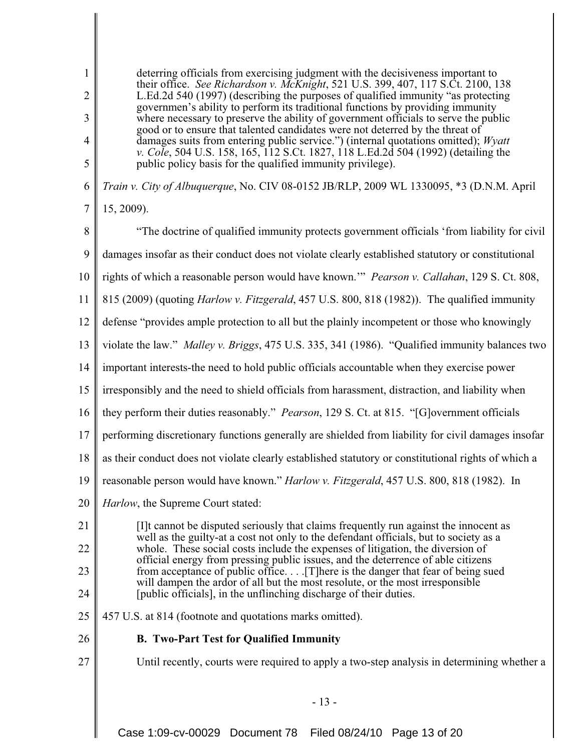> deterring officials from exercising judgment with the decisiveness important to their office. *See Richardson v. McKnight*, 521 U.S. 399, 407, 117 S.Ct. 2100, 138 L.Ed.2d 540 (1997) (describing the purposes of qualified immunity "as protecting governmen's ability to perform its traditional functions by providing immunity where necessary to preserve the ability of government officials to serve the public good or to ensure that talented candidates were not deterred by the threat of damages suits from entering public service.") (internal quotations omitted); *Wyatt v. Cole*, 504 U.S. 158, 165, 112 S.Ct. 1827, 118 L.Ed.2d 504 (1992) (detailing the public policy basis for the qualified immunity privilege).

*Train v. City of Albuquerque*, No. CIV 08-0152 JB/RLP, 2009 WL 1330095, *3 (D.N.M. April 15, 2009).

"The doctrine of qualified immunity protects government officials 'from liability for civil damages insofar as their conduct does not violate clearly established statutory or constitutional rights of which a reasonable person would have known.'" *Pearson v. Callahan*, 129 S. Ct. 808, 815 (2009) (quoting *Harlow v. Fitzgerald*, 457 U.S. 800, 818 (1982)). The qualified immunity defense "provides ample protection to all but the plainly incompetent or those who knowingly violate the law." *Malley v. Briggs*, 475 U.S. 335, 341 (1986). "Qualified immunity balances two important interests-the need to hold public officials accountable when they exercise power irresponsibly and the need to shield officials from harassment, distraction, and liability when they perform their duties reasonably." *Pearson*, 129 S. Ct. at 815. "[G]overnment officials performing discretionary functions generally are shielded from liability for civil damages insofar as their conduct does not violate clearly established statutory or constitutional rights of which a reasonable person would have known." *Harlow v. Fitzgerald*, 457 U.S. 800, 818 (1982). In *Harlow*, the Supreme Court stated:

> [I]t cannot be disputed seriously that claims frequently run against the innocent as well as the guilty-at a cost not only to the defendant officials, but to society as a whole. These social costs include the expenses of litigation, the diversion of official energy from pressing public issues, and the deterrence of able citizens from acceptance of public office. . . .[T]here is the danger that fear of being sued will dampen the ardor of all but the most resolute, or the most irresponsible [public officials], in the unflinching discharge of their duties.

457 U.S. at 814 (footnote and quotations marks omitted).

**B. Two-Part Test for Qualified Immunity**

Until recently, courts were required to apply a two-step analysis in determining whether a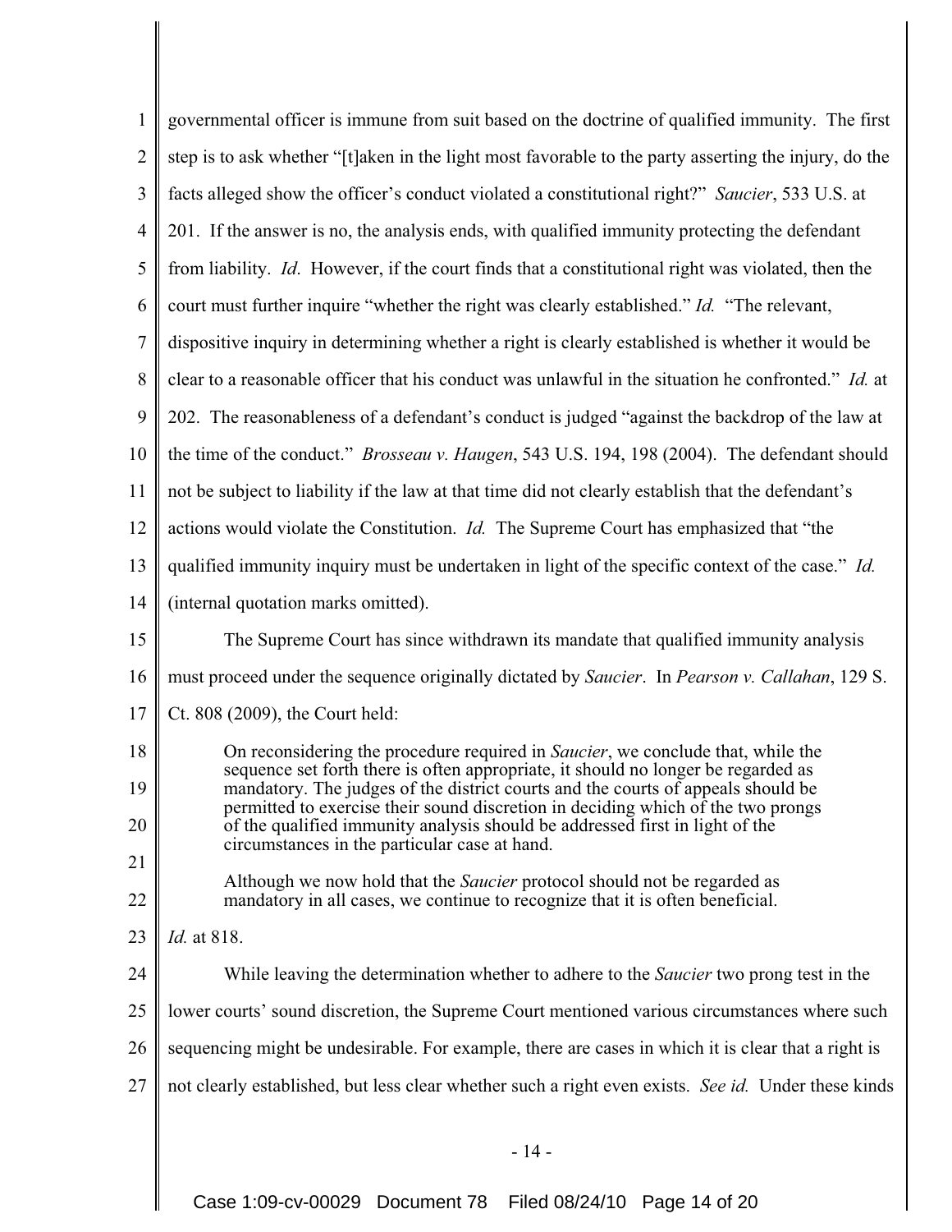governmental officer is immune from suit based on the doctrine of qualified immunity. The first step is to ask whether "[t]aken in the light most favorable to the party asserting the injury, do the facts alleged show the officer's conduct violated a constitutional right?" *Saucier*, 533 U.S. at 201. If the answer is no, the analysis ends, with qualified immunity protecting the defendant from liability. *Id*. However, if the court finds that a constitutional right was violated, then the court must further inquire "whether the right was clearly established." *Id.* "The relevant, dispositive inquiry in determining whether a right is clearly established is whether it would be clear to a reasonable officer that his conduct was unlawful in the situation he confronted." *Id.* at 202. The reasonableness of a defendant's conduct is judged "against the backdrop of the law at the time of the conduct." *Brosseau v. Haugen*, 543 U.S. 194, 198 (2004). The defendant should not be subject to liability if the law at that time did not clearly establish that the defendant's actions would violate the Constitution. *Id.* The Supreme Court has emphasized that "the qualified immunity inquiry must be undertaken in light of the specific context of the case." *Id.* (internal quotation marks omitted).

The Supreme Court has since withdrawn its mandate that qualified immunity analysis must proceed under the sequence originally dictated by *Saucier*. In *Pearson v. Callahan*, 129 S. Ct. 808 (2009), the Court held:

> On reconsidering the procedure required in *Saucier*, we conclude that, while the sequence set forth there is often appropriate, it should no longer be regarded as mandatory. The judges of the district courts and the courts of appeals should be permitted to exercise their sound discretion in deciding which of the two prongs of the qualified immunity analysis should be addressed first in light of the circumstances in the particular case at hand.
>
> Although we now hold that the *Saucier* protocol should not be regarded as mandatory in all cases, we continue to recognize that it is often beneficial.

*Id.* at 818.

While leaving the determination whether to adhere to the *Saucier* two prong test in the lower courts' sound discretion, the Supreme Court mentioned various circumstances where such sequencing might be undesirable. For example, there are cases in which it is clear that a right is not clearly established, but less clear whether such a right even exists. *See id.* Under these kinds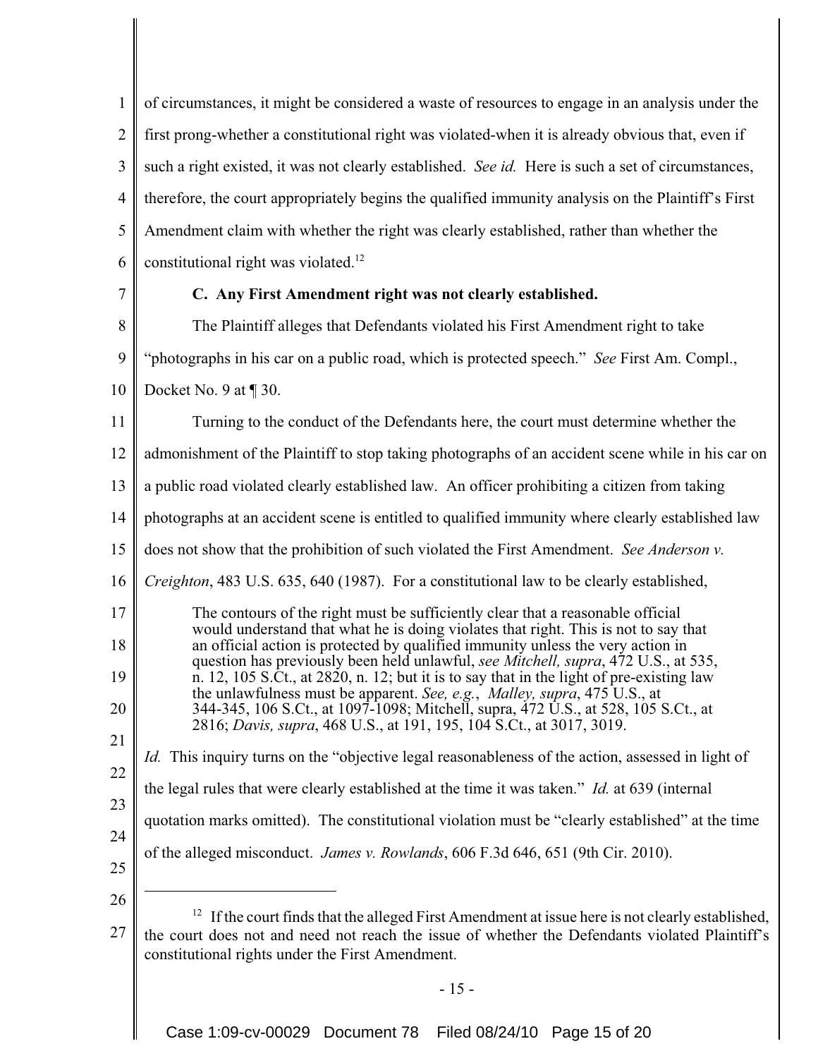of circumstances, it might be considered a waste of resources to engage in an analysis under the first prong-whether a constitutional right was violated-when it is already obvious that, even if such a right existed, it was not clearly established. *See id.* Here is such a set of circumstances, therefore, the court appropriately begins the qualified immunity analysis on the Plaintiff's First Amendment claim with whether the right was clearly established, rather than whether the constitutional right was violated.[12]

**C. Any First Amendment right was not clearly established.**

The Plaintiff alleges that Defendants violated his First Amendment right to take "photographs in his car on a public road, which is protected speech." *See* First Am. Compl., Docket No. 9 at ¶ 30.

Turning to the conduct of the Defendants here, the court must determine whether the admonishment of the Plaintiff to stop taking photographs of an accident scene while in his car on a public road violated clearly established law. An officer prohibiting a citizen from taking photographs at an accident scene is entitled to qualified immunity where clearly established law does not show that the prohibition of such violated the First Amendment. *See Anderson v. Creighton*, 483 U.S. 635, 640 (1987). For a constitutional law to be clearly established,

> The contours of the right must be sufficiently clear that a reasonable official would understand that what he is doing violates that right. This is not to say that an official action is protected by qualified immunity unless the very action in question has previously been held unlawful, *see Mitchell, supra*, 472 U.S., at 535, n. 12, 105 S.Ct., at 2820, n. 12; but it is to say that in the light of pre-existing law the unlawfulness must be apparent. *See, e.g.*, *Malley, supra*, 475 U.S., at 344-345, 106 S.Ct., at 1097-1098; Mitchell, supra, 472 U.S., at 528, 105 S.Ct., at 2816; *Davis, supra*, 468 U.S., at 191, 195, 104 S.Ct., at 3017, 3019.

*Id.* This inquiry turns on the "objective legal reasonableness of the action, assessed in light of the legal rules that were clearly established at the time it was taken." *Id.* at 639 (internal quotation marks omitted). The constitutional violation must be "clearly established" at the time of the alleged misconduct. *James v. Rowlands*, 606 F.3d 646, 651 (9th Cir. 2010).

---

[12] If the court finds that the alleged First Amendment at issue here is not clearly established, the court does not and need not reach the issue of whether the Defendants violated Plaintiff's constitutional rights under the First Amendment.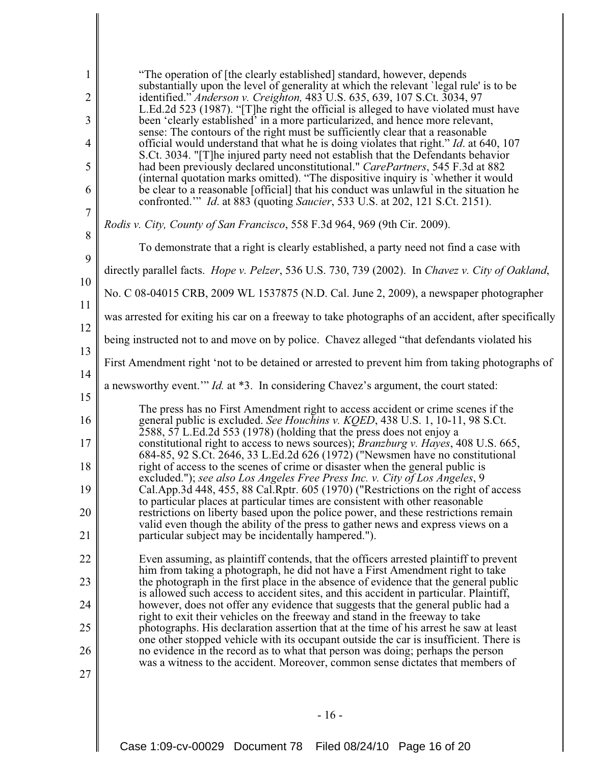> "The operation of [the clearly established] standard, however, depends substantially upon the level of generality at which the relevant `legal rule' is to be identified." *Anderson v. Creighton,* 483 U.S. 635, 639, 107 S.Ct. 3034, 97 L.Ed.2d 523 (1987). "[T]he right the official is alleged to have violated must have been 'clearly established' in a more particularized, and hence more relevant, sense: The contours of the right must be sufficiently clear that a reasonable official would understand that what he is doing violates that right." *Id*. at 640, 107 S.Ct. 3034. "[T]he injured party need not establish that the Defendants behavior had been previously declared unconstitutional." *CarePartners*, 545 F.3d at 882 (internal quotation marks omitted). "The dispositive inquiry is `whether it would be clear to a reasonable [official] that his conduct was unlawful in the situation he confronted.'" *Id*. at 883 (quoting *Saucier*, 533 U.S. at 202, 121 S.Ct. 2151).

*Rodis v. City, County of San Francisco*, 558 F.3d 964, 969 (9th Cir. 2009).

To demonstrate that a right is clearly established, a party need not find a case with directly parallel facts. *Hope v. Pelzer*, 536 U.S. 730, 739 (2002). In *Chavez v. City of Oakland*, No. C 08-04015 CRB, 2009 WL 1537875 (N.D. Cal. June 2, 2009), a newspaper photographer was arrested for exiting his car on a freeway to take photographs of an accident, after specifically being instructed not to and move on by police. Chavez alleged "that defendants violated his First Amendment right 'not to be detained or arrested to prevent him from taking photographs of a newsworthy event.'" *Id.* at *3. In considering Chavez's argument, the court stated:

> The press has no First Amendment right to access accident or crime scenes if the general public is excluded. *See Houchins v. KQED*, 438 U.S. 1, 10-11, 98 S.Ct. 2588, 57 L.Ed.2d 553 (1978) (holding that the press does not enjoy a constitutional right to access to news sources); *Branzburg v. Hayes*, 408 U.S. 665, 684-85, 92 S.Ct. 2646, 33 L.Ed.2d 626 (1972) ("Newsmen have no constitutional right of access to the scenes of crime or disaster when the general public is excluded."); *see also Los Angeles Free Press Inc. v. City of Los Angeles*, 9 Cal.App.3d 448, 455, 88 Cal.Rptr. 605 (1970) ("Restrictions on the right of access to particular places at particular times are consistent with other reasonable restrictions on liberty based upon the police power, and these restrictions remain valid even though the ability of the press to gather news and express views on a particular subject may be incidentally hampered.").
>
> Even assuming, as plaintiff contends, that the officers arrested plaintiff to prevent him from taking a photograph, he did not have a First Amendment right to take the photograph in the first place in the absence of evidence that the general public is allowed such access to accident sites, and this accident in particular. Plaintiff, however, does not offer any evidence that suggests that the general public had a right to exit their vehicles on the freeway and stand in the freeway to take photographs. His declaration assertion that at the time of his arrest he saw at least one other stopped vehicle with its occupant outside the car is insufficient. There is no evidence in the record as to what that person was doing; perhaps the person was a witness to the accident. Moreover, common sense dictates that members of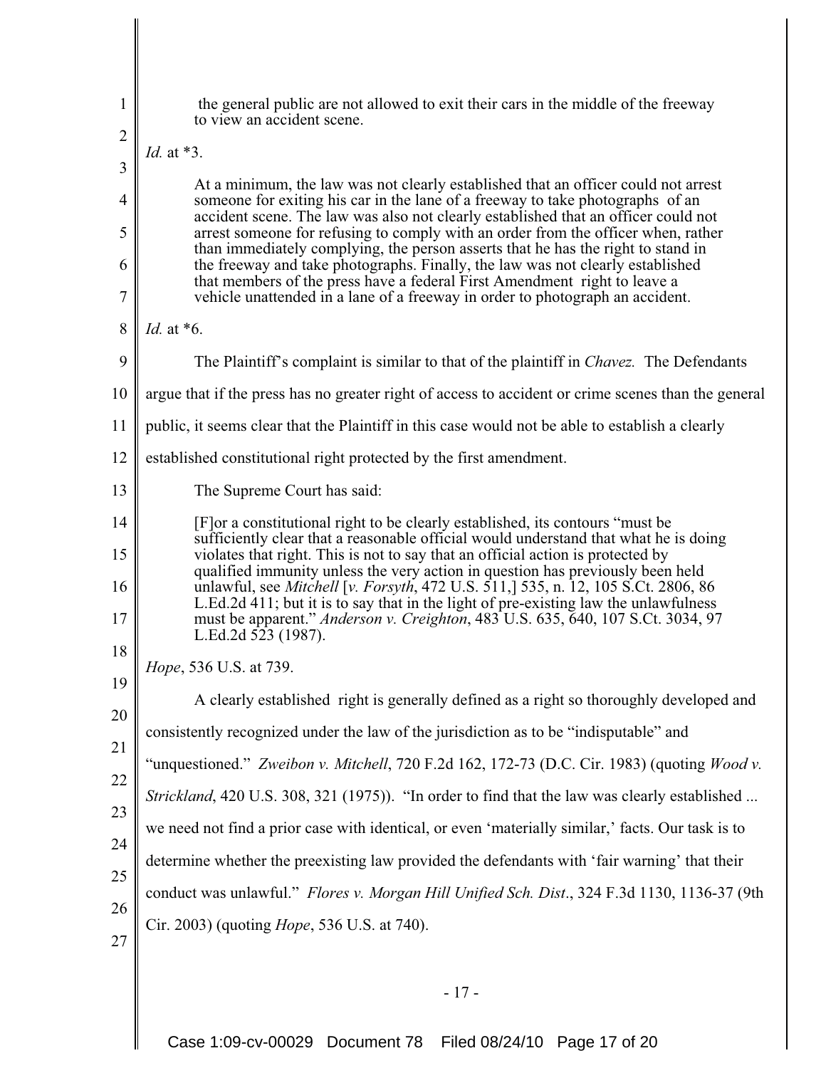> the general public are not allowed to exit their cars in the middle of the freeway to view an accident scene.

*Id.* at *3.

> At a minimum, the law was not clearly established that an officer could not arrest someone for exiting his car in the lane of a freeway to take photographs of an accident scene. The law was also not clearly established that an officer could not arrest someone for refusing to comply with an order from the officer when, rather than immediately complying, the person asserts that he has the right to stand in the freeway and take photographs. Finally, the law was not clearly established that members of the press have a federal First Amendment right to leave a vehicle unattended in a lane of a freeway in order to photograph an accident.

*Id.* at *6.

The Plaintiff's complaint is similar to that of the plaintiff in *Chavez.* The Defendants argue that if the press has no greater right of access to accident or crime scenes than the general public, it seems clear that the Plaintiff in this case would not be able to establish a clearly established constitutional right protected by the first amendment.

The Supreme Court has said:

> [F]or a constitutional right to be clearly established, its contours "must be sufficiently clear that a reasonable official would understand that what he is doing violates that right. This is not to say that an official action is protected by qualified immunity unless the very action in question has previously been held unlawful, see *Mitchell* [*v. Forsyth*, 472 U.S. 511,] 535, n. 12, 105 S.Ct. 2806, 86 L.Ed.2d 411; but it is to say that in the light of pre-existing law the unlawfulness must be apparent." *Anderson v. Creighton*, 483 U.S. 635, 640, 107 S.Ct. 3034, 97 L.Ed.2d 523 (1987).

*Hope*, 536 U.S. at 739.

A clearly established right is generally defined as a right so thoroughly developed and consistently recognized under the law of the jurisdiction as to be "indisputable" and "unquestioned." *Zweibon v. Mitchell*, 720 F.2d 162, 172-73 (D.C. Cir. 1983) (quoting *Wood v. Strickland*, 420 U.S. 308, 321 (1975)). "In order to find that the law was clearly established ... we need not find a prior case with identical, or even 'materially similar,' facts. Our task is to determine whether the preexisting law provided the defendants with 'fair warning' that their conduct was unlawful." *Flores v. Morgan Hill Unified Sch. Dist*., 324 F.3d 1130, 1136-37 (9th Cir. 2003) (quoting *Hope*, 536 U.S. at 740).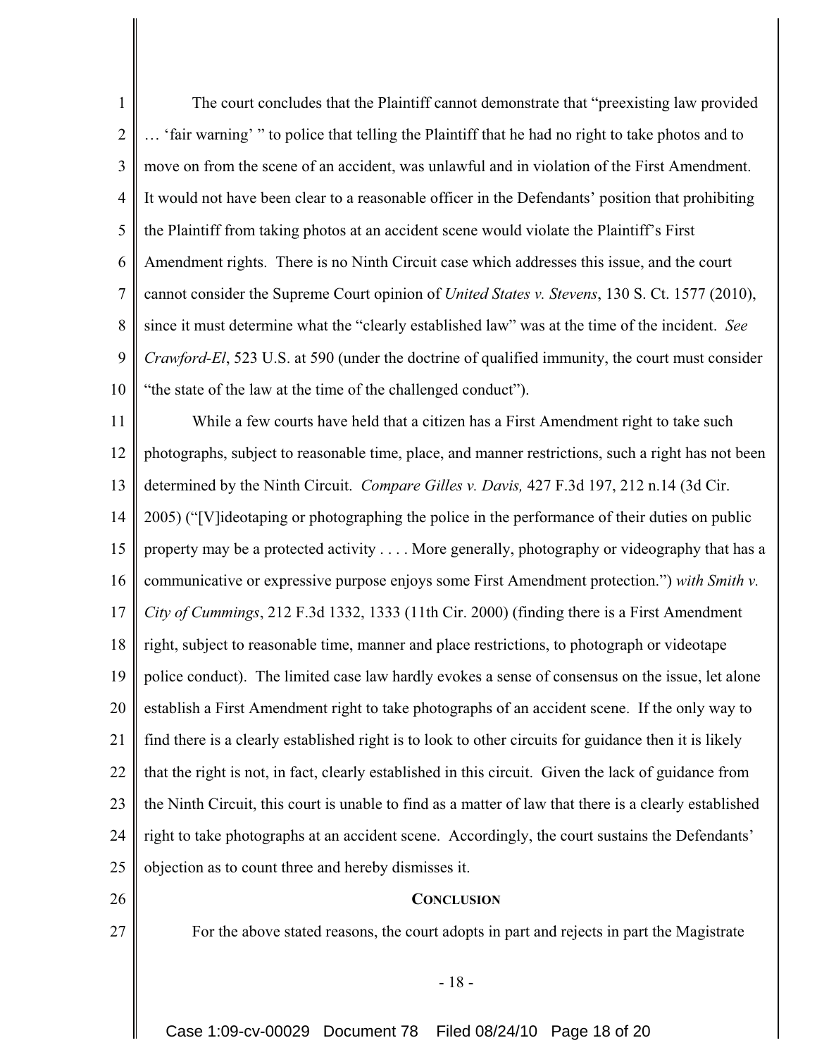The court concludes that the Plaintiff cannot demonstrate that "preexisting law provided … 'fair warning' " to police that telling the Plaintiff that he had no right to take photos and to move on from the scene of an accident, was unlawful and in violation of the First Amendment. It would not have been clear to a reasonable officer in the Defendants' position that prohibiting the Plaintiff from taking photos at an accident scene would violate the Plaintiff's First Amendment rights. There is no Ninth Circuit case which addresses this issue, and the court cannot consider the Supreme Court opinion of *United States v. Stevens*, 130 S. Ct. 1577 (2010), since it must determine what the "clearly established law" was at the time of the incident. *See Crawford-El*, 523 U.S. at 590 (under the doctrine of qualified immunity, the court must consider "the state of the law at the time of the challenged conduct").

While a few courts have held that a citizen has a First Amendment right to take such photographs, subject to reasonable time, place, and manner restrictions, such a right has not been determined by the Ninth Circuit. *Compare Gilles v. Davis,* 427 F.3d 197, 212 n.14 (3d Cir. 2005) ("[V]ideotaping or photographing the police in the performance of their duties on public property may be a protected activity . . . . More generally, photography or videography that has a communicative or expressive purpose enjoys some First Amendment protection.") *with Smith v. City of Cummings*, 212 F.3d 1332, 1333 (11th Cir. 2000) (finding there is a First Amendment right, subject to reasonable time, manner and place restrictions, to photograph or videotape police conduct). The limited case law hardly evokes a sense of consensus on the issue, let alone establish a First Amendment right to take photographs of an accident scene. If the only way to find there is a clearly established right is to look to other circuits for guidance then it is likely that the right is not, in fact, clearly established in this circuit. Given the lack of guidance from the Ninth Circuit, this court is unable to find as a matter of law that there is a clearly established right to take photographs at an accident scene. Accordingly, the court sustains the Defendants' objection as to count three and hereby dismisses it.

## CONCLUSION

For the above stated reasons, the court adopts in part and rejects in part the Magistrate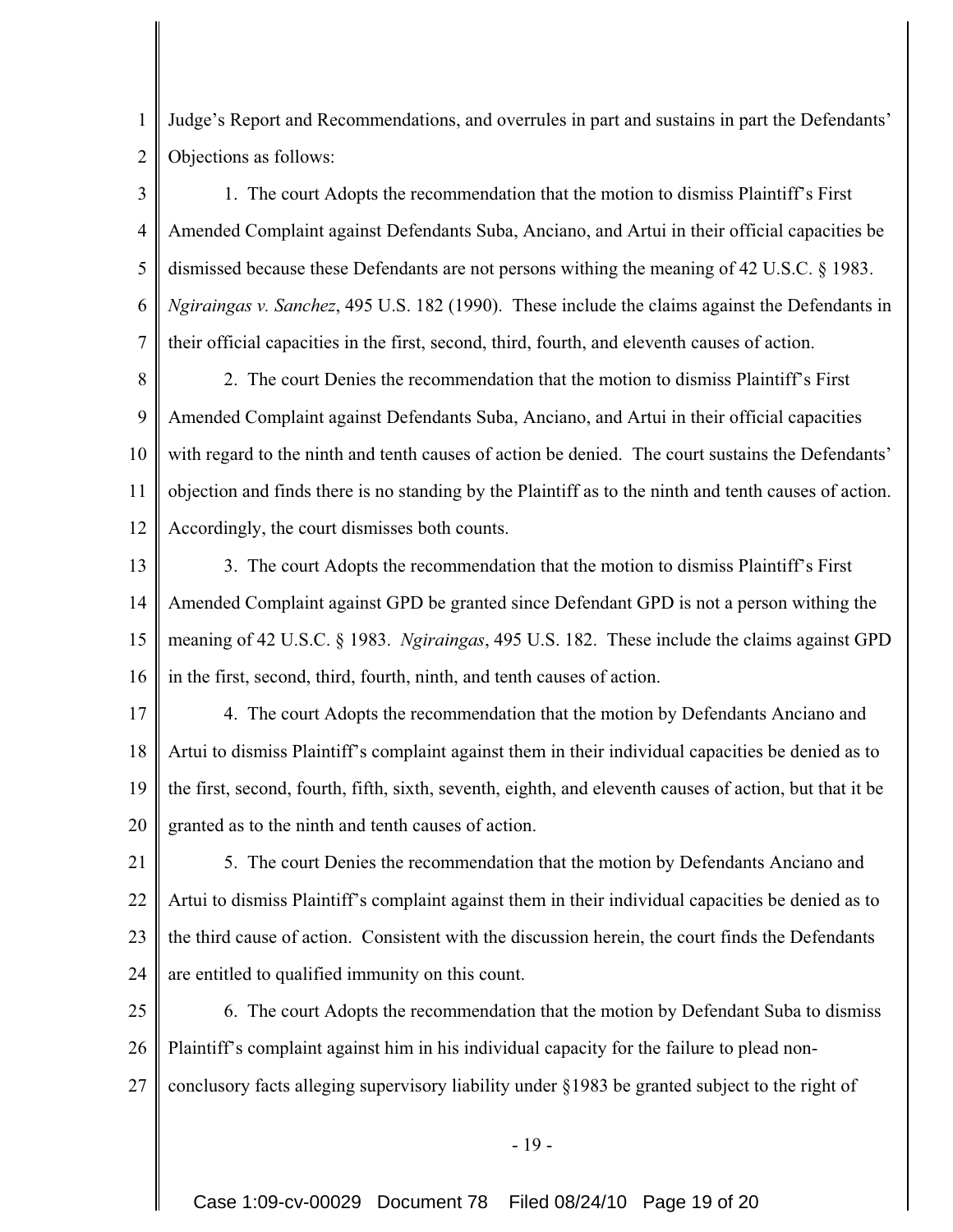Judge's Report and Recommendations, and overrules in part and sustains in part the Defendants' Objections as follows:

1. The court Adopts the recommendation that the motion to dismiss Plaintiff's First Amended Complaint against Defendants Suba, Anciano, and Artui in their official capacities be dismissed because these Defendants are not persons withing the meaning of 42 U.S.C. § 1983. *Ngiraingas v. Sanchez*, 495 U.S. 182 (1990). These include the claims against the Defendants in their official capacities in the first, second, third, fourth, and eleventh causes of action.

2. The court Denies the recommendation that the motion to dismiss Plaintiff's First Amended Complaint against Defendants Suba, Anciano, and Artui in their official capacities with regard to the ninth and tenth causes of action be denied. The court sustains the Defendants' objection and finds there is no standing by the Plaintiff as to the ninth and tenth causes of action. Accordingly, the court dismisses both counts.

3. The court Adopts the recommendation that the motion to dismiss Plaintiff's First Amended Complaint against GPD be granted since Defendant GPD is not a person withing the meaning of 42 U.S.C. § 1983. *Ngiraingas*, 495 U.S. 182. These include the claims against GPD in the first, second, third, fourth, ninth, and tenth causes of action.

4. The court Adopts the recommendation that the motion by Defendants Anciano and Artui to dismiss Plaintiff's complaint against them in their individual capacities be denied as to the first, second, fourth, fifth, sixth, seventh, eighth, and eleventh causes of action, but that it be granted as to the ninth and tenth causes of action.

5. The court Denies the recommendation that the motion by Defendants Anciano and Artui to dismiss Plaintiff's complaint against them in their individual capacities be denied as to the third cause of action. Consistent with the discussion herein, the court finds the Defendants are entitled to qualified immunity on this count.

6. The court Adopts the recommendation that the motion by Defendant Suba to dismiss Plaintiff's complaint against him in his individual capacity for the failure to plead non-conclusory facts alleging supervisory liability under §1983 be granted subject to the right of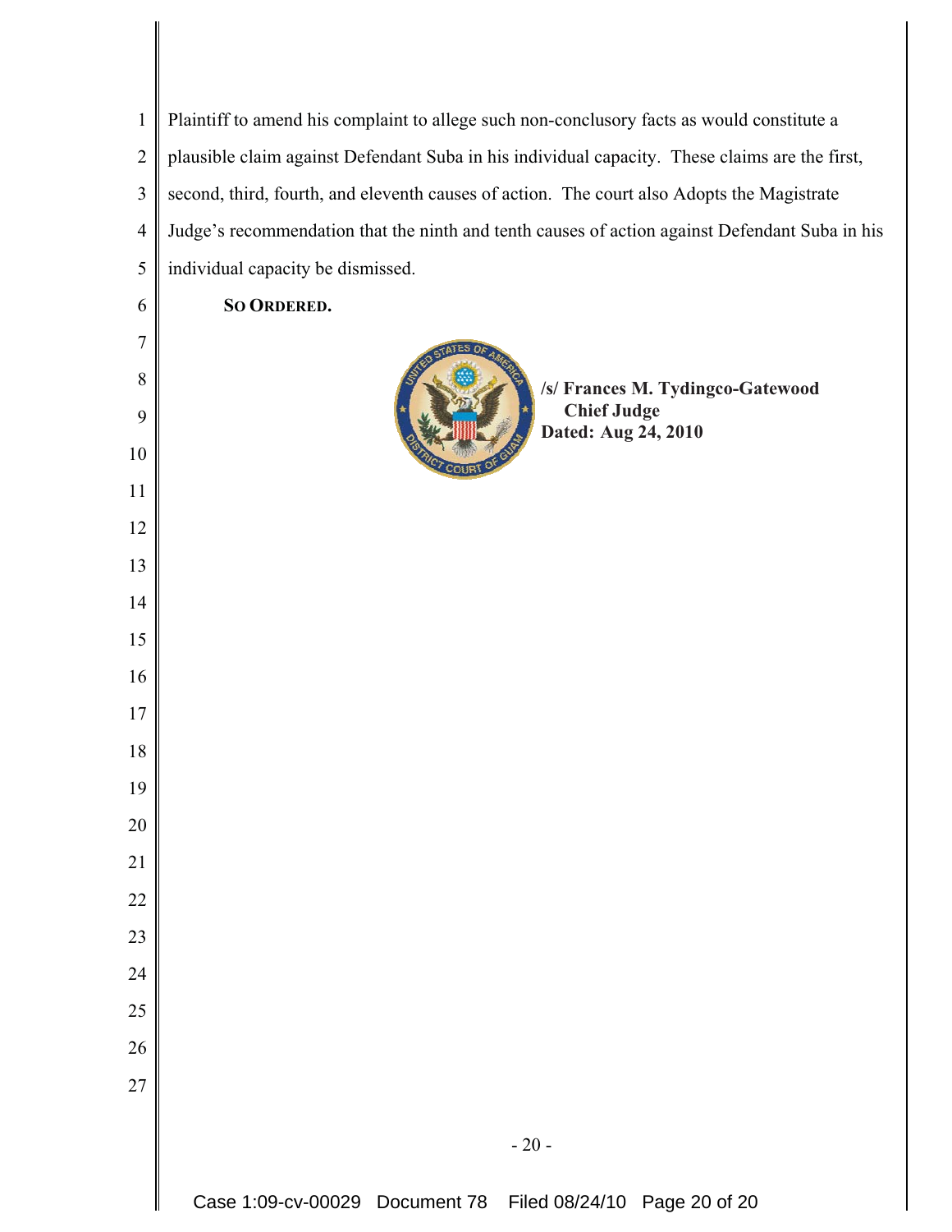Plaintiff to amend his complaint to allege such non-conclusory facts as would constitute a plausible claim against Defendant Suba in his individual capacity. These claims are the first, second, third, fourth, and eleventh causes of action. The court also Adopts the Magistrate Judge's recommendation that the ninth and tenth causes of action against Defendant Suba in his individual capacity be dismissed.

**SO ORDERED.**

**/s/ Frances M. Tydingco-Gatewood**
**Chief Judge**
**Dated: Aug 24, 2010**